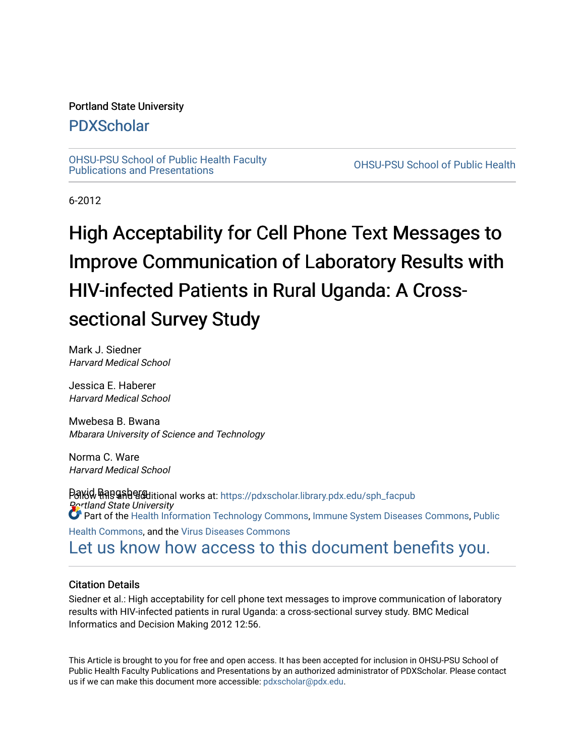Portland State University

# PDXScholar

OHSU-PSU School of Public Health Faculty Publications and Presentations

OHSU-PSU School of Public Health

6-2012

# High Acceptability for Cell Phone Text Messages to Improve Communication of Laboratory Results with HIV-infected Patients in Rural Uganda: A Cross-sectional Survey Study

Mark J. Siedner
*Harvard Medical School*

Jessica E. Haberer
*Harvard Medical School*

Mwebesa B. Bwana
*Mbarara University of Science and Technology*

Norma C. Ware
*Harvard Medical School*

David Bangsberg
*Portland State University*

Follow this and additional works at: https://pdxscholar.library.pdx.edu/sph_facpub

Part of the Health Information Technology Commons, Immune System Diseases Commons, Public Health Commons, and the Virus Diseases Commons

Let us know how access to this document benefits you.

## Citation Details

Siedner et al.: High acceptability for cell phone text messages to improve communication of laboratory results with HIV-infected patients in rural Uganda: a cross-sectional survey study. BMC Medical Informatics and Decision Making 2012 12:56.

This Article is brought to you for free and open access. It has been accepted for inclusion in OHSU-PSU School of Public Health Faculty Publications and Presentations by an authorized administrator of PDXScholar. Please contact us if we can make this document more accessible: pdxscholar@pdx.edu.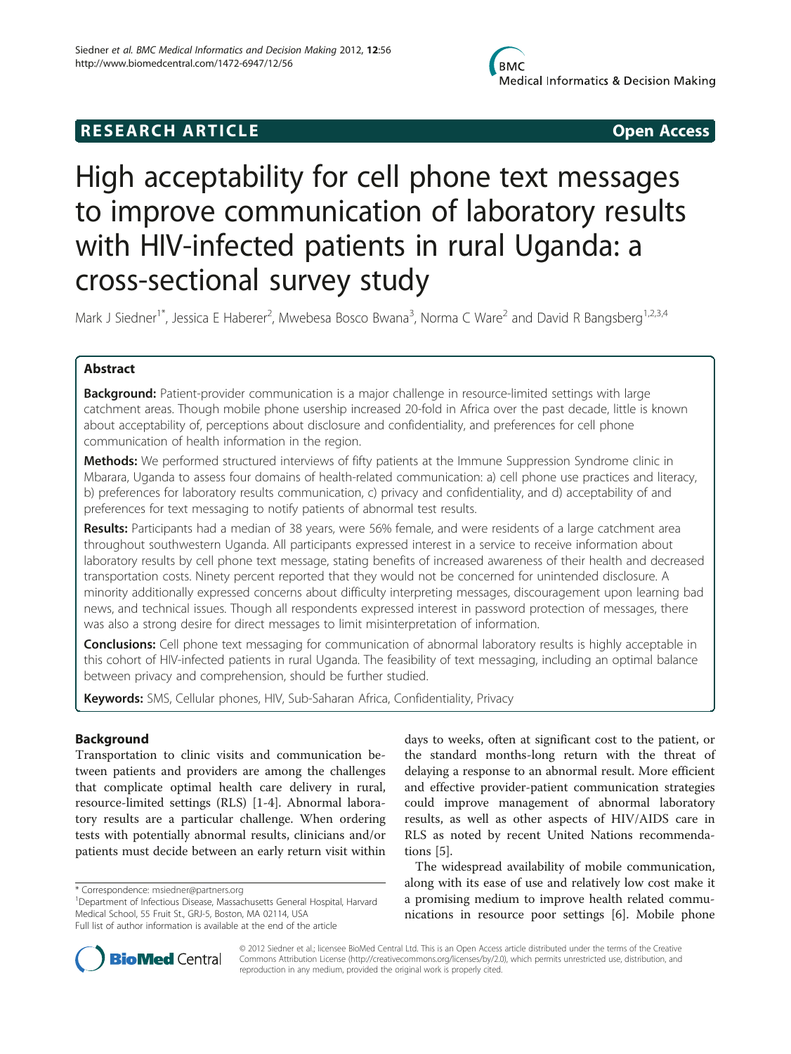Siedner et al. BMC Medical Informatics and Decision Making 2012, 12:56
http://www.biomedcentral.com/1472-6947/12/56

# RESEARCH ARTICLE — Open Access

# High acceptability for cell phone text messages to improve communication of laboratory results with HIV-infected patients in rural Uganda: a cross-sectional survey study

Mark J Siedner[1*], Jessica E Haberer[2], Mwebesa Bosco Bwana[3], Norma C Ware[2] and David R Bangsberg[1,2,3,4]

## Abstract

**Background:** Patient-provider communication is a major challenge in resource-limited settings with large catchment areas. Though mobile phone usership increased 20-fold in Africa over the past decade, little is known about acceptability of, perceptions about disclosure and confidentiality, and preferences for cell phone communication of health information in the region.

**Methods:** We performed structured interviews of fifty patients at the Immune Suppression Syndrome clinic in Mbarara, Uganda to assess four domains of health-related communication: a) cell phone use practices and literacy, b) preferences for laboratory results communication, c) privacy and confidentiality, and d) acceptability of and preferences for text messaging to notify patients of abnormal test results.

**Results:** Participants had a median of 38 years, were 56% female, and were residents of a large catchment area throughout southwestern Uganda. All participants expressed interest in a service to receive information about laboratory results by cell phone text message, stating benefits of increased awareness of their health and decreased transportation costs. Ninety percent reported that they would not be concerned for unintended disclosure. A minority additionally expressed concerns about difficulty interpreting messages, discouragement upon learning bad news, and technical issues. Though all respondents expressed interest in password protection of messages, there was also a strong desire for direct messages to limit misinterpretation of information.

**Conclusions:** Cell phone text messaging for communication of abnormal laboratory results is highly acceptable in this cohort of HIV-infected patients in rural Uganda. The feasibility of text messaging, including an optimal balance between privacy and comprehension, should be further studied.

**Keywords:** SMS, Cellular phones, HIV, Sub-Saharan Africa, Confidentiality, Privacy

## Background

Transportation to clinic visits and communication between patients and providers are among the challenges that complicate optimal health care delivery in rural, resource-limited settings (RLS) [1-4]. Abnormal laboratory results are a particular challenge. When ordering tests with potentially abnormal results, clinicians and/or patients must decide between an early return visit within days to weeks, often at significant cost to the patient, or the standard months-long return with the threat of delaying a response to an abnormal result. More efficient and effective provider-patient communication strategies could improve management of abnormal laboratory results, as well as other aspects of HIV/AIDS care in RLS as noted by recent United Nations recommendations [5].

The widespread availability of mobile communication, along with its ease of use and relatively low cost make it a promising medium to improve health related communications in resource poor settings [6]. Mobile phone

\* Correspondence: msiedner@partners.org
[1]Department of Infectious Disease, Massachusetts General Hospital, Harvard Medical School, 55 Fruit St., GRJ-5, Boston, MA 02114, USA
Full list of author information is available at the end of the article

© 2012 Siedner et al.; licensee BioMed Central Ltd. This is an Open Access article distributed under the terms of the Creative Commons Attribution License (http://creativecommons.org/licenses/by/2.0), which permits unrestricted use, distribution, and reproduction in any medium, provided the original work is properly cited.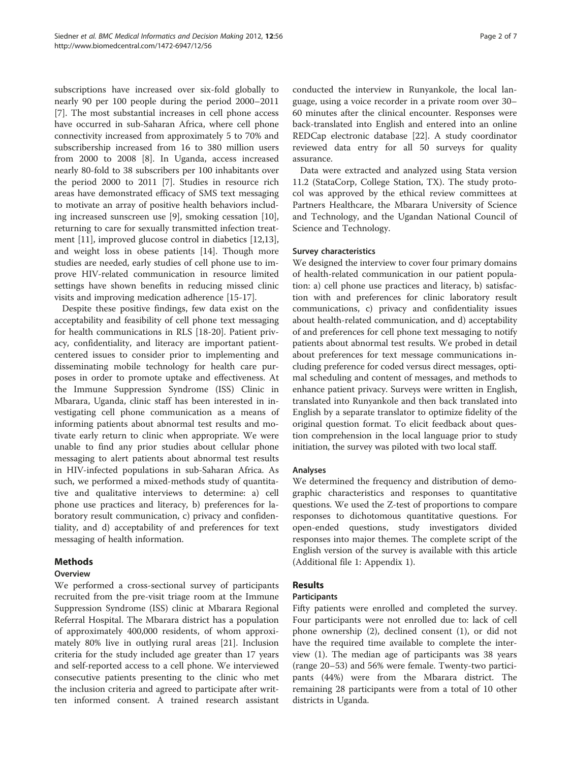subscriptions have increased over six-fold globally to nearly 90 per 100 people during the period 2000–2011 [7]. The most substantial increases in cell phone access have occurred in sub-Saharan Africa, where cell phone connectivity increased from approximately 5 to 70% and subscribership increased from 16 to 380 million users from 2000 to 2008 [8]. In Uganda, access increased nearly 80-fold to 38 subscribers per 100 inhabitants over the period 2000 to 2011 [7]. Studies in resource rich areas have demonstrated efficacy of SMS text messaging to motivate an array of positive health behaviors including increased sunscreen use [9], smoking cessation [10], returning to care for sexually transmitted infection treatment [11], improved glucose control in diabetics [12,13], and weight loss in obese patients [14]. Though more studies are needed, early studies of cell phone use to improve HIV-related communication in resource limited settings have shown benefits in reducing missed clinic visits and improving medication adherence [15-17].

Despite these positive findings, few data exist on the acceptability and feasibility of cell phone text messaging for health communications in RLS [18-20]. Patient privacy, confidentiality, and literacy are important patient-centered issues to consider prior to implementing and disseminating mobile technology for health care purposes in order to promote uptake and effectiveness. At the Immune Suppression Syndrome (ISS) Clinic in Mbarara, Uganda, clinic staff has been interested in investigating cell phone communication as a means of informing patients about abnormal test results and motivate early return to clinic when appropriate. We were unable to find any prior studies about cellular phone messaging to alert patients about abnormal test results in HIV-infected populations in sub-Saharan Africa. As such, we performed a mixed-methods study of quantitative and qualitative interviews to determine: a) cell phone use practices and literacy, b) preferences for laboratory result communication, c) privacy and confidentiality, and d) acceptability of and preferences for text messaging of health information.

## Methods

### Overview

We performed a cross-sectional survey of participants recruited from the pre-visit triage room at the Immune Suppression Syndrome (ISS) clinic at Mbarara Regional Referral Hospital. The Mbarara district has a population of approximately 400,000 residents, of whom approximately 80% live in outlying rural areas [21]. Inclusion criteria for the study included age greater than 17 years and self-reported access to a cell phone. We interviewed consecutive patients presenting to the clinic who met the inclusion criteria and agreed to participate after written informed consent. A trained research assistant conducted the interview in Runyankole, the local language, using a voice recorder in a private room over 30–60 minutes after the clinical encounter. Responses were back-translated into English and entered into an online REDCap electronic database [22]. A study coordinator reviewed data entry for all 50 surveys for quality assurance.

Data were extracted and analyzed using Stata version 11.2 (StataCorp, College Station, TX). The study protocol was approved by the ethical review committees at Partners Healthcare, the Mbarara University of Science and Technology, and the Ugandan National Council of Science and Technology.

### Survey characteristics

We designed the interview to cover four primary domains of health-related communication in our patient population: a) cell phone use practices and literacy, b) satisfaction with and preferences for clinic laboratory result communications, c) privacy and confidentiality issues about health-related communication, and d) acceptability of and preferences for cell phone text messaging to notify patients about abnormal test results. We probed in detail about preferences for text message communications including preference for coded versus direct messages, optimal scheduling and content of messages, and methods to enhance patient privacy. Surveys were written in English, translated into Runyankole and then back translated into English by a separate translator to optimize fidelity of the original question format. To elicit feedback about question comprehension in the local language prior to study initiation, the survey was piloted with two local staff.

### Analyses

We determined the frequency and distribution of demographic characteristics and responses to quantitative questions. We used the Z-test of proportions to compare responses to dichotomous quantitative questions. For open-ended questions, study investigators divided responses into major themes. The complete script of the English version of the survey is available with this article (Additional file 1: Appendix 1).

## Results

### Participants

Fifty patients were enrolled and completed the survey. Four participants were not enrolled due to: lack of cell phone ownership (2), declined consent (1), or did not have the required time available to complete the interview (1). The median age of participants was 38 years (range 20–53) and 56% were female. Twenty-two participants (44%) were from the Mbarara district. The remaining 28 participants were from a total of 10 other districts in Uganda.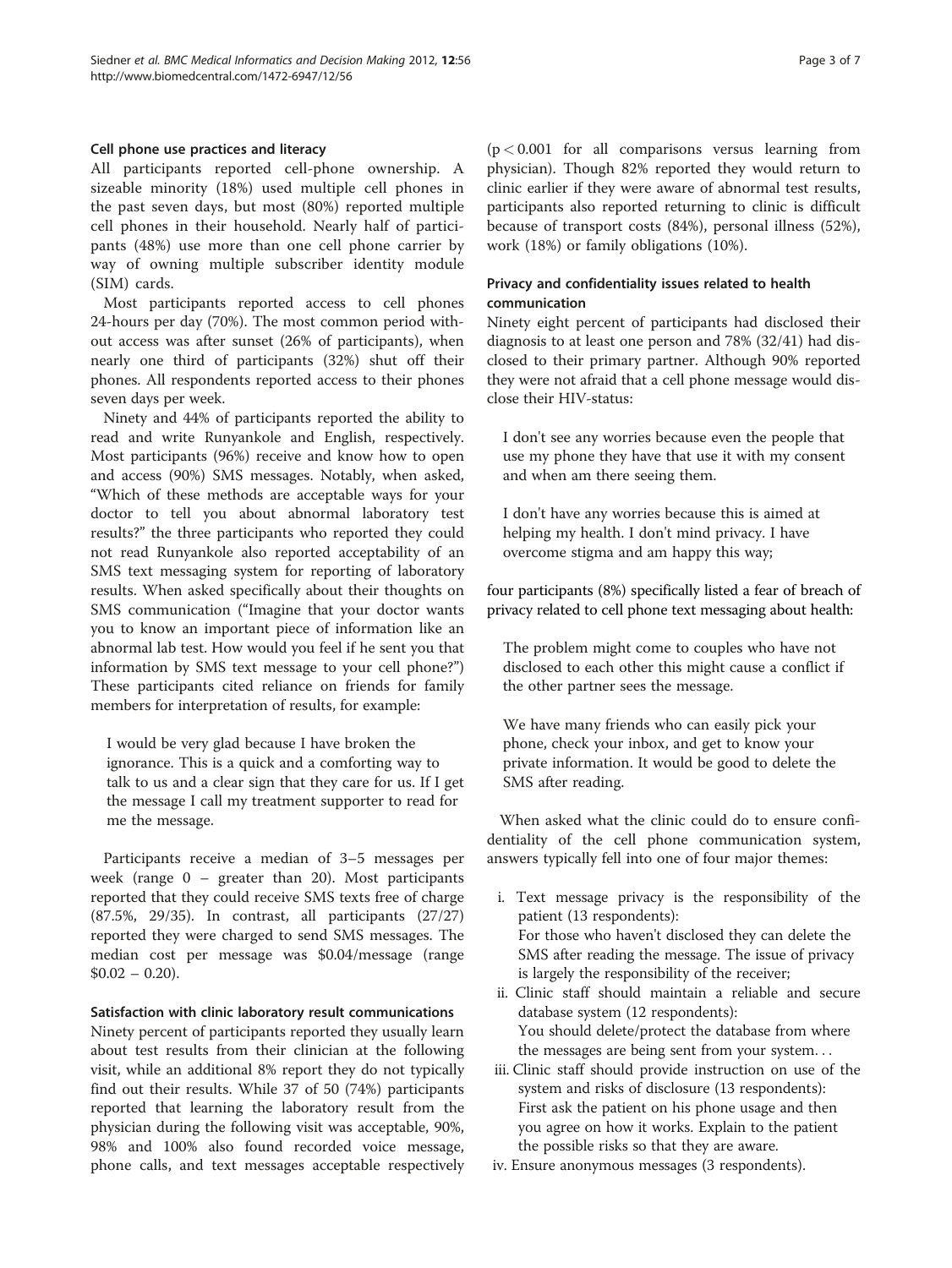#### Cell phone use practices and literacy

All participants reported cell-phone ownership. A sizeable minority (18%) used multiple cell phones in the past seven days, but most (80%) reported multiple cell phones in their household. Nearly half of participants (48%) use more than one cell phone carrier by way of owning multiple subscriber identity module (SIM) cards.

Most participants reported access to cell phones 24-hours per day (70%). The most common period without access was after sunset (26% of participants), when nearly one third of participants (32%) shut off their phones. All respondents reported access to their phones seven days per week.

Ninety and 44% of participants reported the ability to read and write Runyankole and English, respectively. Most participants (96%) receive and know how to open and access (90%) SMS messages. Notably, when asked, "Which of these methods are acceptable ways for your doctor to tell you about abnormal laboratory test results?" the three participants who reported they could not read Runyankole also reported acceptability of an SMS text messaging system for reporting of laboratory results. When asked specifically about their thoughts on SMS communication ("Imagine that your doctor wants you to know an important piece of information like an abnormal lab test. How would you feel if he sent you that information by SMS text message to your cell phone?") These participants cited reliance on friends for family members for interpretation of results, for example:

> I would be very glad because I have broken the ignorance. This is a quick and a comforting way to talk to us and a clear sign that they care for us. If I get the message I call my treatment supporter to read for me the message.

Participants receive a median of 3–5 messages per week (range 0 – greater than 20). Most participants reported that they could receive SMS texts free of charge (87.5%, 29/35). In contrast, all participants (27/27) reported they were charged to send SMS messages. The median cost per message was \$0.04/message (range \$0.02 – 0.20).

#### Satisfaction with clinic laboratory result communications

Ninety percent of participants reported they usually learn about test results from their clinician at the following visit, while an additional 8% report they do not typically find out their results. While 37 of 50 (74%) participants reported that learning the laboratory result from the physician during the following visit was acceptable, 90%, 98% and 100% also found recorded voice message, phone calls, and text messages acceptable respectively ($p < 0.001$ for all comparisons versus learning from physician). Though 82% reported they would return to clinic earlier if they were aware of abnormal test results, participants also reported returning to clinic is difficult because of transport costs (84%), personal illness (52%), work (18%) or family obligations (10%).

#### Privacy and confidentiality issues related to health communication

Ninety eight percent of participants had disclosed their diagnosis to at least one person and 78% (32/41) had disclosed to their primary partner. Although 90% reported they were not afraid that a cell phone message would disclose their HIV-status:

> I don't see any worries because even the people that use my phone they have that use it with my consent and when am there seeing them.

> I don't have any worries because this is aimed at helping my health. I don't mind privacy. I have overcome stigma and am happy this way;

four participants (8%) specifically listed a fear of breach of privacy related to cell phone text messaging about health:

> The problem might come to couples who have not disclosed to each other this might cause a conflict if the other partner sees the message.

> We have many friends who can easily pick your phone, check your inbox, and get to know your private information. It would be good to delete the SMS after reading.

When asked what the clinic could do to ensure confidentiality of the cell phone communication system, answers typically fell into one of four major themes:

i. Text message privacy is the responsibility of the patient (13 respondents):
   For those who haven't disclosed they can delete the SMS after reading the message. The issue of privacy is largely the responsibility of the receiver;
ii. Clinic staff should maintain a reliable and secure database system (12 respondents):
   You should delete/protect the database from where the messages are being sent from your system...
iii. Clinic staff should provide instruction on use of the system and risks of disclosure (13 respondents):
   First ask the patient on his phone usage and then you agree on how it works. Explain to the patient the possible risks so that they are aware.
iv. Ensure anonymous messages (3 respondents).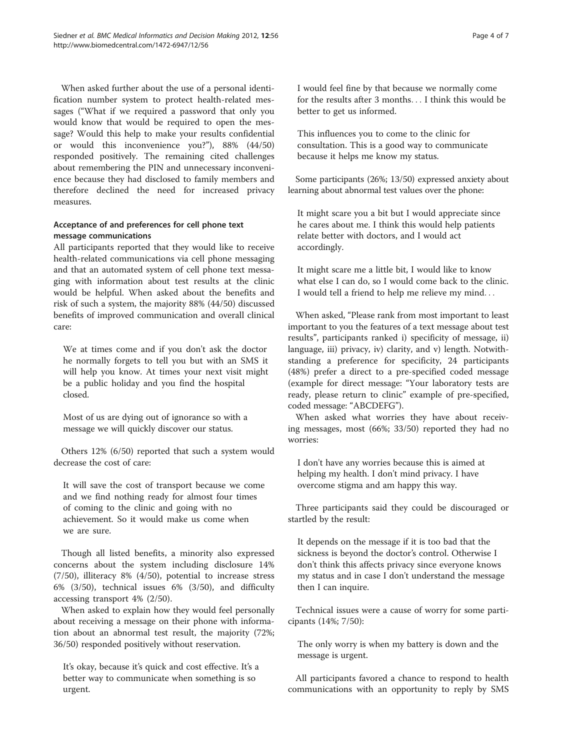When asked further about the use of a personal identification number system to protect health-related messages ("What if we required a password that only you would know that would be required to open the message? Would this help to make your results confidential or would this inconvenience you?"), 88% (44/50) responded positively. The remaining cited challenges about remembering the PIN and unnecessary inconvenience because they had disclosed to family members and therefore declined the need for increased privacy measures.

### Acceptance of and preferences for cell phone text message communications

All participants reported that they would like to receive health-related communications via cell phone messaging and that an automated system of cell phone text messaging with information about test results at the clinic would be helpful. When asked about the benefits and risk of such a system, the majority 88% (44/50) discussed benefits of improved communication and overall clinical care:

> We at times come and if you don't ask the doctor he normally forgets to tell you but with an SMS it will help you know. At times your next visit might be a public holiday and you find the hospital closed.

> Most of us are dying out of ignorance so with a message we will quickly discover our status.

Others 12% (6/50) reported that such a system would decrease the cost of care:

> It will save the cost of transport because we come and we find nothing ready for almost four times of coming to the clinic and going with no achievement. So it would make us come when we are sure.

Though all listed benefits, a minority also expressed concerns about the system including disclosure 14% (7/50), illiteracy 8% (4/50), potential to increase stress 6% (3/50), technical issues 6% (3/50), and difficulty accessing transport 4% (2/50).

When asked to explain how they would feel personally about receiving a message on their phone with information about an abnormal test result, the majority (72%; 36/50) responded positively without reservation.

> It's okay, because it's quick and cost effective. It's a better way to communicate when something is so urgent.

> I would feel fine by that because we normally come for the results after 3 months… I think this would be better to get us informed.

> This influences you to come to the clinic for consultation. This is a good way to communicate because it helps me know my status.

Some participants (26%; 13/50) expressed anxiety about learning about abnormal test values over the phone:

> It might scare you a bit but I would appreciate since he cares about me. I think this would help patients relate better with doctors, and I would act accordingly.

> It might scare me a little bit, I would like to know what else I can do, so I would come back to the clinic. I would tell a friend to help me relieve my mind…

When asked, "Please rank from most important to least important to you the features of a text message about test results", participants ranked i) specificity of message, ii) language, iii) privacy, iv) clarity, and v) length. Notwithstanding a preference for specificity, 24 participants (48%) prefer a direct to a pre-specified coded message (example for direct message: "Your laboratory tests are ready, please return to clinic" example of pre-specified, coded message: "ABCDEFG").

When asked what worries they have about receiving messages, most (66%; 33/50) reported they had no worries:

> I don't have any worries because this is aimed at helping my health. I don't mind privacy. I have overcome stigma and am happy this way.

Three participants said they could be discouraged or startled by the result:

> It depends on the message if it is too bad that the sickness is beyond the doctor's control. Otherwise I don't think this affects privacy since everyone knows my status and in case I don't understand the message then I can inquire.

Technical issues were a cause of worry for some participants (14%; 7/50):

> The only worry is when my battery is down and the message is urgent.

All participants favored a chance to respond to health communications with an opportunity to reply by SMS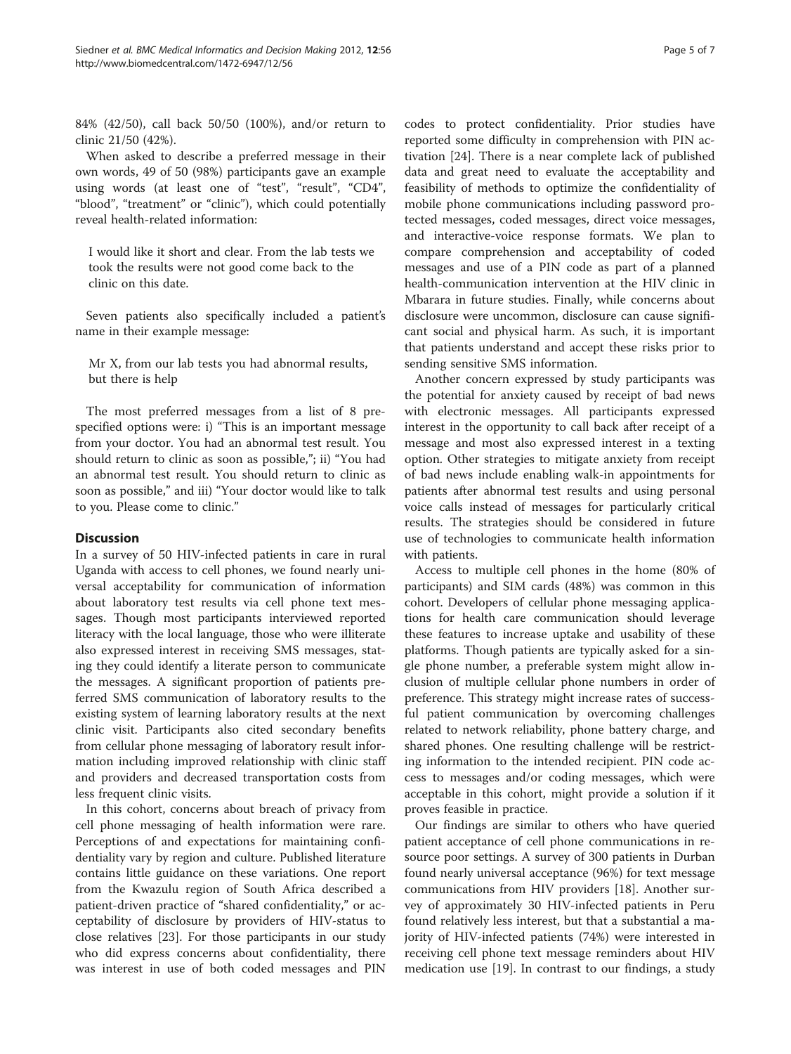84% (42/50), call back 50/50 (100%), and/or return to clinic 21/50 (42%).

When asked to describe a preferred message in their own words, 49 of 50 (98%) participants gave an example using words (at least one of "test", "result", "CD4", "blood", "treatment" or "clinic"), which could potentially reveal health-related information:

> I would like it short and clear. From the lab tests we took the results were not good come back to the clinic on this date.

Seven patients also specifically included a patient's name in their example message:

> Mr X, from our lab tests you had abnormal results, but there is help

The most preferred messages from a list of 8 pre-specified options were: i) "This is an important message from your doctor. You had an abnormal test result. You should return to clinic as soon as possible,"; ii) "You had an abnormal test result. You should return to clinic as soon as possible," and iii) "Your doctor would like to talk to you. Please come to clinic."

## Discussion

In a survey of 50 HIV-infected patients in care in rural Uganda with access to cell phones, we found nearly universal acceptability for communication of information about laboratory test results via cell phone text messages. Though most participants interviewed reported literacy with the local language, those who were illiterate also expressed interest in receiving SMS messages, stating they could identify a literate person to communicate the messages. A significant proportion of patients preferred SMS communication of laboratory results to the existing system of learning laboratory results at the next clinic visit. Participants also cited secondary benefits from cellular phone messaging of laboratory result information including improved relationship with clinic staff and providers and decreased transportation costs from less frequent clinic visits.

In this cohort, concerns about breach of privacy from cell phone messaging of health information were rare. Perceptions of and expectations for maintaining confidentiality vary by region and culture. Published literature contains little guidance on these variations. One report from the Kwazulu region of South Africa described a patient-driven practice of "shared confidentiality," or acceptability of disclosure by providers of HIV-status to close relatives [23]. For those participants in our study who did express concerns about confidentiality, there was interest in use of both coded messages and PIN codes to protect confidentiality. Prior studies have reported some difficulty in comprehension with PIN activation [24]. There is a near complete lack of published data and great need to evaluate the acceptability and feasibility of methods to optimize the confidentiality of mobile phone communications including password protected messages, coded messages, direct voice messages, and interactive-voice response formats. We plan to compare comprehension and acceptability of coded messages and use of a PIN code as part of a planned health-communication intervention at the HIV clinic in Mbarara in future studies. Finally, while concerns about disclosure were uncommon, disclosure can cause significant social and physical harm. As such, it is important that patients understand and accept these risks prior to sending sensitive SMS information.

Another concern expressed by study participants was the potential for anxiety caused by receipt of bad news with electronic messages. All participants expressed interest in the opportunity to call back after receipt of a message and most also expressed interest in a texting option. Other strategies to mitigate anxiety from receipt of bad news include enabling walk-in appointments for patients after abnormal test results and using personal voice calls instead of messages for particularly critical results. The strategies should be considered in future use of technologies to communicate health information with patients.

Access to multiple cell phones in the home (80% of participants) and SIM cards (48%) was common in this cohort. Developers of cellular phone messaging applications for health care communication should leverage these features to increase uptake and usability of these platforms. Though patients are typically asked for a single phone number, a preferable system might allow inclusion of multiple cellular phone numbers in order of preference. This strategy might increase rates of successful patient communication by overcoming challenges related to network reliability, phone battery charge, and shared phones. One resulting challenge will be restricting information to the intended recipient. PIN code access to messages and/or coding messages, which were acceptable in this cohort, might provide a solution if it proves feasible in practice.

Our findings are similar to others who have queried patient acceptance of cell phone communications in resource poor settings. A survey of 300 patients in Durban found nearly universal acceptance (96%) for text message communications from HIV providers [18]. Another survey of approximately 30 HIV-infected patients in Peru found relatively less interest, but that a substantial a majority of HIV-infected patients (74%) were interested in receiving cell phone text message reminders about HIV medication use [19]. In contrast to our findings, a study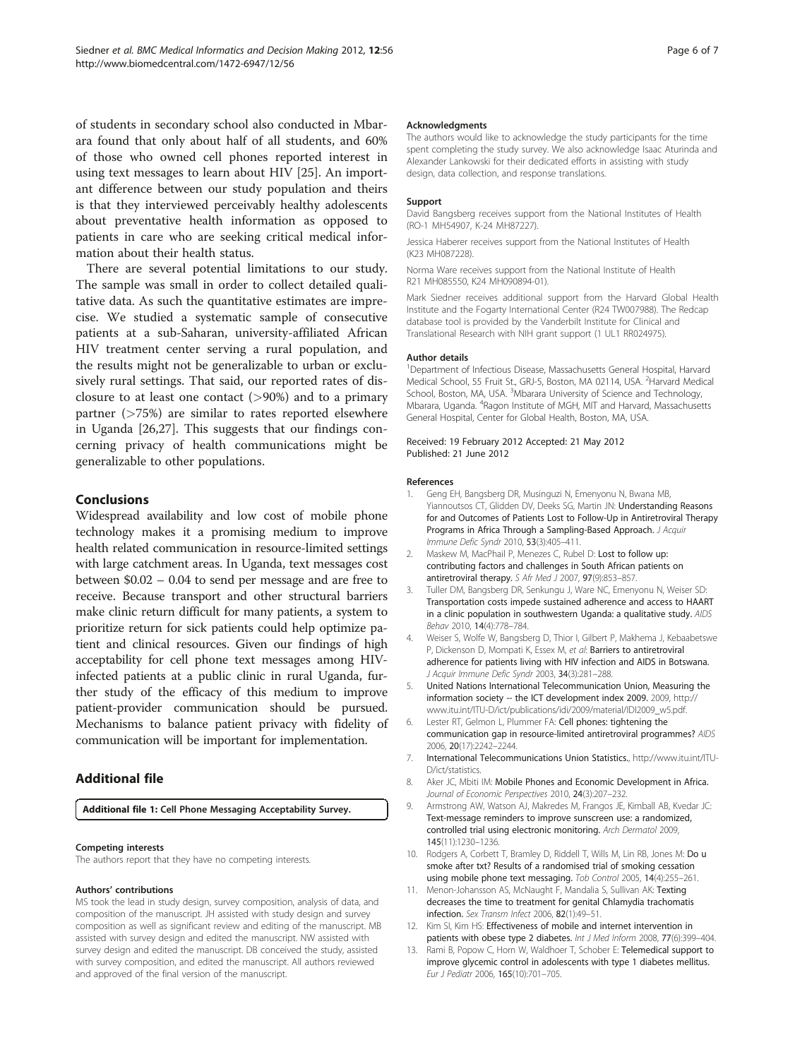of students in secondary school also conducted in Mbarara found that only about half of all students, and 60% of those who owned cell phones reported interest in using text messages to learn about HIV [25]. An important difference between our study population and theirs is that they interviewed perceivably healthy adolescents about preventative health information as opposed to patients in care who are seeking critical medical information about their health status.

There are several potential limitations to our study. The sample was small in order to collect detailed qualitative data. As such the quantitative estimates are imprecise. We studied a systematic sample of consecutive patients at a sub-Saharan, university-affiliated African HIV treatment center serving a rural population, and the results might not be generalizable to urban or exclusively rural settings. That said, our reported rates of disclosure to at least one contact (>90%) and to a primary partner (>75%) are similar to rates reported elsewhere in Uganda [26,27]. This suggests that our findings concerning privacy of health communications might be generalizable to other populations.

## Conclusions

Widespread availability and low cost of mobile phone technology makes it a promising medium to improve health related communication in resource-limited settings with large catchment areas. In Uganda, text messages cost between \$0.02 – 0.04 to send per message and are free to receive. Because transport and other structural barriers make clinic return difficult for many patients, a system to prioritize return for sick patients could help optimize patient and clinical resources. Given our findings of high acceptability for cell phone text messages among HIV-infected patients at a public clinic in rural Uganda, further study of the efficacy of this medium to improve patient-provider communication should be pursued. Mechanisms to balance patient privacy with fidelity of communication will be important for implementation.

## Additional file

**Additional file 1: Cell Phone Messaging Acceptability Survey.**

#### Competing interests

The authors report that they have no competing interests.

#### Authors' contributions

MS took the lead in study design, survey composition, analysis of data, and composition of the manuscript. JH assisted with study design and survey composition as well as significant review and editing of the manuscript. MB assisted with survey design and edited the manuscript. NW assisted with survey design and edited the manuscript. DB conceived the study, assisted with survey composition, and edited the manuscript. All authors reviewed and approved of the final version of the manuscript.

#### Acknowledgments

The authors would like to acknowledge the study participants for the time spent completing the study survey. We also acknowledge Isaac Aturinda and Alexander Lankowski for their dedicated efforts in assisting with study design, data collection, and response translations.

#### Support

David Bangsberg receives support from the National Institutes of Health (RO-1 MH54907, K-24 MH87227).

Jessica Haberer receives support from the National Institutes of Health (K23 MH087228).

Norma Ware receives support from the National Institute of Health R21 MH085550, K24 MH090894-01).

Mark Siedner receives additional support from the Harvard Global Health Institute and the Fogarty International Center (R24 TW007988). The Redcap database tool is provided by the Vanderbilt Institute for Clinical and Translational Research with NIH grant support (1 UL1 RR024975).

#### Author details

[1]Department of Infectious Disease, Massachusetts General Hospital, Harvard Medical School, 55 Fruit St., GRJ-5, Boston, MA 02114, USA. [2]Harvard Medical School, Boston, MA, USA. [3]Mbarara University of Science and Technology, Mbarara, Uganda. [4]Ragon Institute of MGH, MIT and Harvard, Massachusetts General Hospital, Center for Global Health, Boston, MA, USA.

Received: 19 February 2012 Accepted: 21 May 2012
Published: 21 June 2012

#### References

1. Geng EH, Bangsberg DR, Musinguzi N, Emenyonu N, Bwana MB, Yiannoutsos CT, Glidden DV, Deeks SG, Martin JN: **Understanding Reasons for and Outcomes of Patients Lost to Follow-Up in Antiretroviral Therapy Programs in Africa Through a Sampling-Based Approach.** *J Acquir Immune Defic Syndr* 2010, **53**(3):405–411.
2. Maskew M, MacPhail P, Menezes C, Rubel D: **Lost to follow up: contributing factors and challenges in South African patients on antiretroviral therapy.** *S Afr Med J* 2007, **97**(9):853–857.
3. Tuller DM, Bangsberg DR, Senkungu J, Ware NC, Emenyonu N, Weiser SD: **Transportation costs impede sustained adherence and access to HAART in a clinic population in southwestern Uganda: a qualitative study.** *AIDS Behav* 2010, **14**(4):778–784.
4. Weiser S, Wolfe W, Bangsberg D, Thior I, Gilbert P, Makhema J, Kebaabetswe P, Dickenson D, Mompati K, Essex M, *et al*: **Barriers to antiretroviral adherence for patients living with HIV infection and AIDS in Botswana.** *J Acquir Immune Defic Syndr* 2003, **34**(3):281–288.
5. United Nations International Telecommunication Union, Measuring the information society -- the ICT development index 2009. 2009, http://www.itu.int/ITU-D/ict/publications/idi/2009/material/IDI2009_w5.pdf.
6. Lester RT, Gelmon L, Plummer FA: **Cell phones: tightening the communication gap in resource-limited antiretroviral programmes?** *AIDS* 2006, **20**(17):2242–2244.
7. International Telecommunications Union Statistics., http://www.itu.int/ITU-D/ict/statistics.
8. Aker JC, Mbiti IM: **Mobile Phones and Economic Development in Africa.** *Journal of Economic Perspectives* 2010, **24**(3):207–232.
9. Armstrong AW, Watson AJ, Makredes M, Frangos JE, Kimball AB, Kvedar JC: **Text-message reminders to improve sunscreen use: a randomized, controlled trial using electronic monitoring.** *Arch Dermatol* 2009, **145**(11):1230–1236.
10. Rodgers A, Corbett T, Bramley D, Riddell T, Wills M, Lin RB, Jones M: **Do u smoke after txt? Results of a randomised trial of smoking cessation using mobile phone text messaging.** *Tob Control* 2005, **14**(4):255–261.
11. Menon-Johansson AS, McNaught F, Mandalia S, Sullivan AK: **Texting decreases the time to treatment for genital Chlamydia trachomatis infection.** *Sex Transm Infect* 2006, **82**(1):49–51.
12. Kim SI, Kim HS: **Effectiveness of mobile and internet intervention in patients with obese type 2 diabetes.** *Int J Med Inform* 2008, **77**(6):399–404.
13. Rami B, Popow C, Horn W, Waldhoer T, Schober E: **Telemedical support to improve glycemic control in adolescents with type 1 diabetes mellitus.** *Eur J Pediatr* 2006, **165**(10):701–705.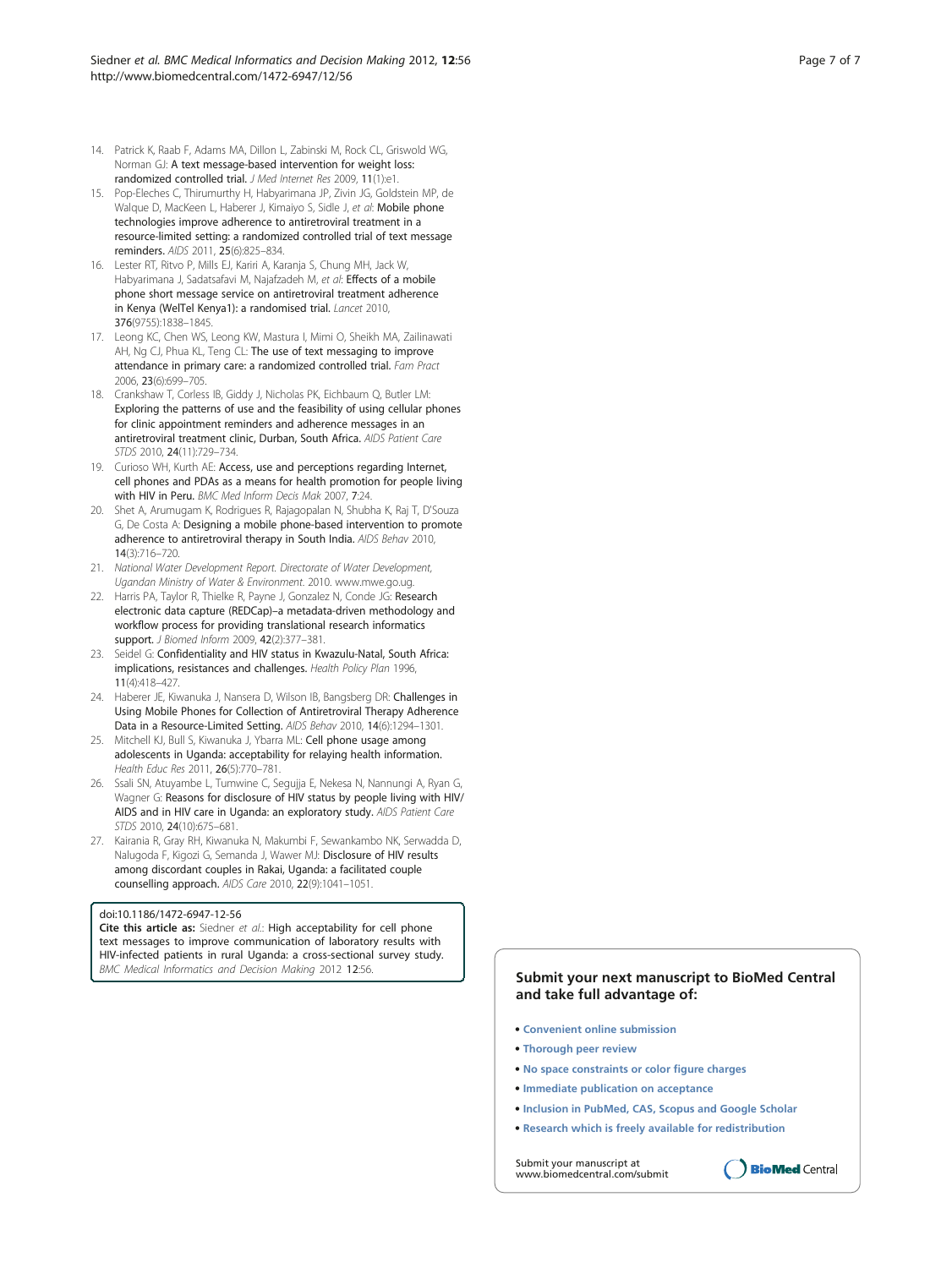14. Patrick K, Raab F, Adams MA, Dillon L, Zabinski M, Rock CL, Griswold WG, Norman GJ: **A text message-based intervention for weight loss: randomized controlled trial.** *J Med Internet Res* 2009, **11**(1):e1.
15. Pop-Eleches C, Thirumurthy H, Habyarimana JP, Zivin JG, Goldstein MP, de Walque D, MacKeen L, Haberer J, Kimaiyo S, Sidle J, *et al*: **Mobile phone technologies improve adherence to antiretroviral treatment in a resource-limited setting: a randomized controlled trial of text message reminders.** *AIDS* 2011, **25**(6):825–834.
16. Lester RT, Ritvo P, Mills EJ, Kariri A, Karanja S, Chung MH, Jack W, Habyarimana J, Sadatsafavi M, Najafzadeh M, *et al*: **Effects of a mobile phone short message service on antiretroviral treatment adherence in Kenya (WelTel Kenya1): a randomised trial.** *Lancet* 2010, **376**(9755):1838–1845.
17. Leong KC, Chen WS, Leong KW, Mastura I, Mimi O, Sheikh MA, Zailinawati AH, Ng CJ, Phua KL, Teng CL: **The use of text messaging to improve attendance in primary care: a randomized controlled trial.** *Fam Pract* 2006, **23**(6):699–705.
18. Crankshaw T, Corless IB, Giddy J, Nicholas PK, Eichbaum Q, Butler LM: **Exploring the patterns of use and the feasibility of using cellular phones for clinic appointment reminders and adherence messages in an antiretroviral treatment clinic, Durban, South Africa.** *AIDS Patient Care STDS* 2010, **24**(11):729–734.
19. Curioso WH, Kurth AE: **Access, use and perceptions regarding Internet, cell phones and PDAs as a means for health promotion for people living with HIV in Peru.** *BMC Med Inform Decis Mak* 2007, **7**:24.
20. Shet A, Arumugam K, Rodrigues R, Rajagopalan N, Shubha K, Raj T, D'Souza G, De Costa A: **Designing a mobile phone-based intervention to promote adherence to antiretroviral therapy in South India.** *AIDS Behav* 2010, **14**(3):716–720.
21. *National Water Development Report. Directorate of Water Development, Ugandan Ministry of Water & Environment.* 2010. www.mwe.go.ug.
22. Harris PA, Taylor R, Thielke R, Payne J, Gonzalez N, Conde JG: **Research electronic data capture (REDCap)–a metadata-driven methodology and workflow process for providing translational research informatics support.** *J Biomed Inform* 2009, **42**(2):377–381.
23. Seidel G: **Confidentiality and HIV status in Kwazulu-Natal, South Africa: implications, resistances and challenges.** *Health Policy Plan* 1996, **11**(4):418–427.
24. Haberer JE, Kiwanuka J, Nansera D, Wilson IB, Bangsberg DR: **Challenges in Using Mobile Phones for Collection of Antiretroviral Therapy Adherence Data in a Resource-Limited Setting.** *AIDS Behav* 2010, **14**(6):1294–1301.
25. Mitchell KJ, Bull S, Kiwanuka J, Ybarra ML: **Cell phone usage among adolescents in Uganda: acceptability for relaying health information.** *Health Educ Res* 2011, **26**(5):770–781.
26. Ssali SN, Atuyambe L, Tumwine C, Segujja E, Nekesa N, Nannungi A, Ryan G, Wagner G: **Reasons for disclosure of HIV status by people living with HIV/AIDS and in HIV care in Uganda: an exploratory study.** *AIDS Patient Care STDS* 2010, **24**(10):675–681.
27. Kairania R, Gray RH, Kiwanuka N, Makumbi F, Sewankambo NK, Serwadda D, Nalugoda F, Kigozi G, Semanda J, Wawer MJ: **Disclosure of HIV results among discordant couples in Rakai, Uganda: a facilitated couple counselling approach.** *AIDS Care* 2010, **22**(9):1041–1051.

doi:10.1186/1472-6947-12-56

**Cite this article as:** Siedner *et al.*: High acceptability for cell phone text messages to improve communication of laboratory results with HIV-infected patients in rural Uganda: a cross-sectional survey study. *BMC Medical Informatics and Decision Making* 2012 **12**:56.

**Submit your next manuscript to BioMed Central and take full advantage of:**

- **Convenient online submission**
- **Thorough peer review**
- **No space constraints or color figure charges**
- **Immediate publication on acceptance**
- **Inclusion in PubMed, CAS, Scopus and Google Scholar**
- **Research which is freely available for redistribution**

Submit your manuscript at www.biomedcentral.com/submit

BioMed Central